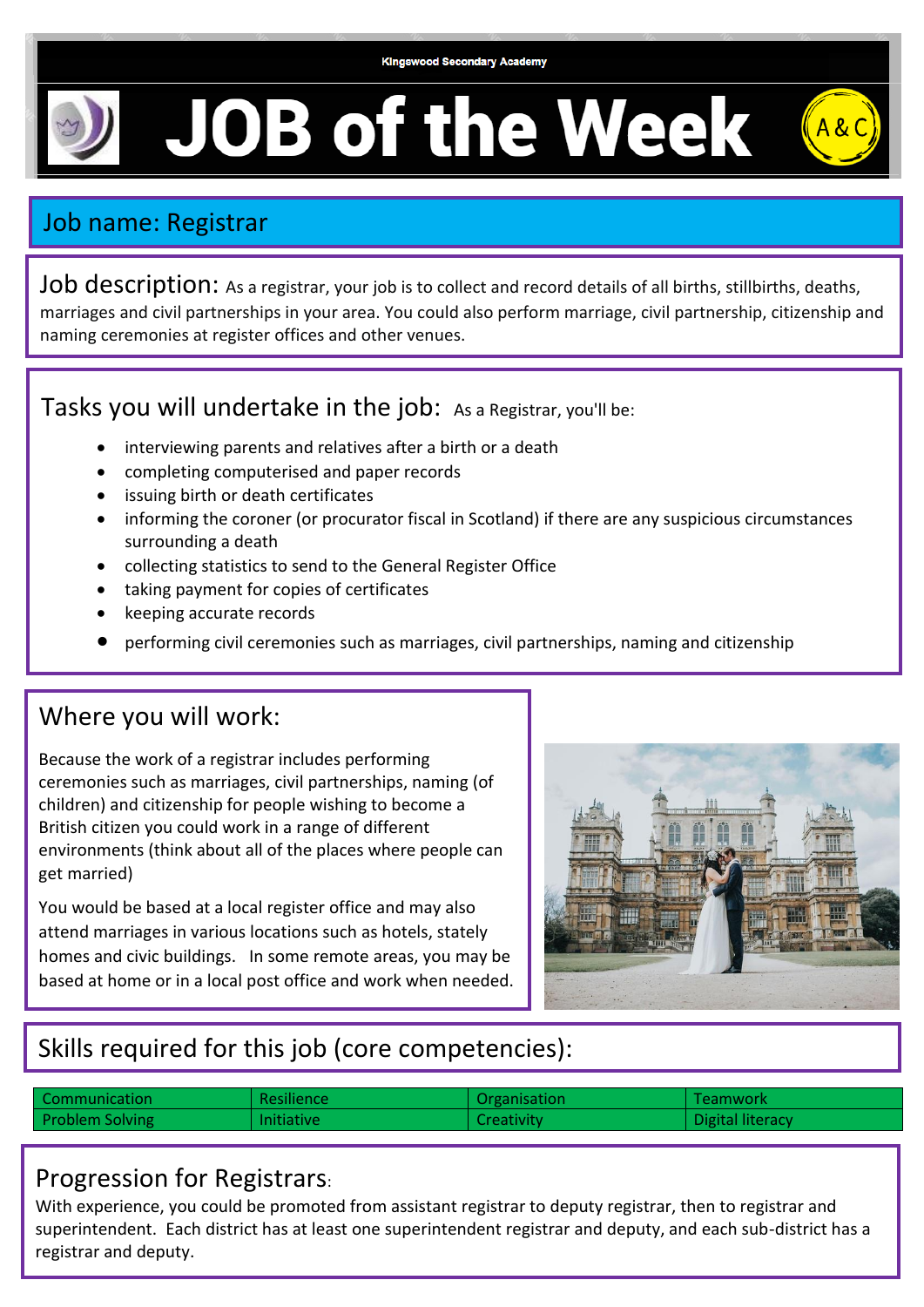Kingswood Secondary Academy

# JOB of the Week

A & C

## Job name: Registrar

**Job description:** As a registrar, your job is to collect and record details of all births, stillbirths, deaths, marriages and civil partnerships in your area. You could also perform marriage, civil partnership, citizenship and naming ceremonies at register offices and other venues.

## Tasks you will undertake in the job:

As a Registrar, you'll be:

- interviewing parents and relatives after a birth or a death
- completing computerised and paper records
- issuing birth or death certificates
- informing the coroner (or procurator fiscal in Scotland) if there are any suspicious circumstances surrounding a death
- collecting statistics to send to the General Register Office
- taking payment for copies of certificates
- keeping accurate records
- performing civil ceremonies such as marriages, civil partnerships, naming and citizenship

## Where you will work:

Because the work of a registrar includes performing ceremonies such as marriages, civil partnerships, naming (of children) and citizenship for people wishing to become a British citizen you could work in a range of different environments (think about all of the places where people can get married)

You would be based at a local register office and may also attend marriages in various locations such as hotels, stately homes and civic buildings. In some remote areas, you may be based at home or in a local post office and work when needed.

## Skills required for this job (core competencies):

| | | | |
|---|---|---|---|
| Communication | Resilience | Organisation | Teamwork |
| Problem Solving | Initiative | Creativity | Digital literacy |

## Progression for Registrars:

With experience, you could be promoted from assistant registrar to deputy registrar, then to registrar and superintendent. Each district has at least one superintendent registrar and deputy, and each sub-district has a registrar and deputy.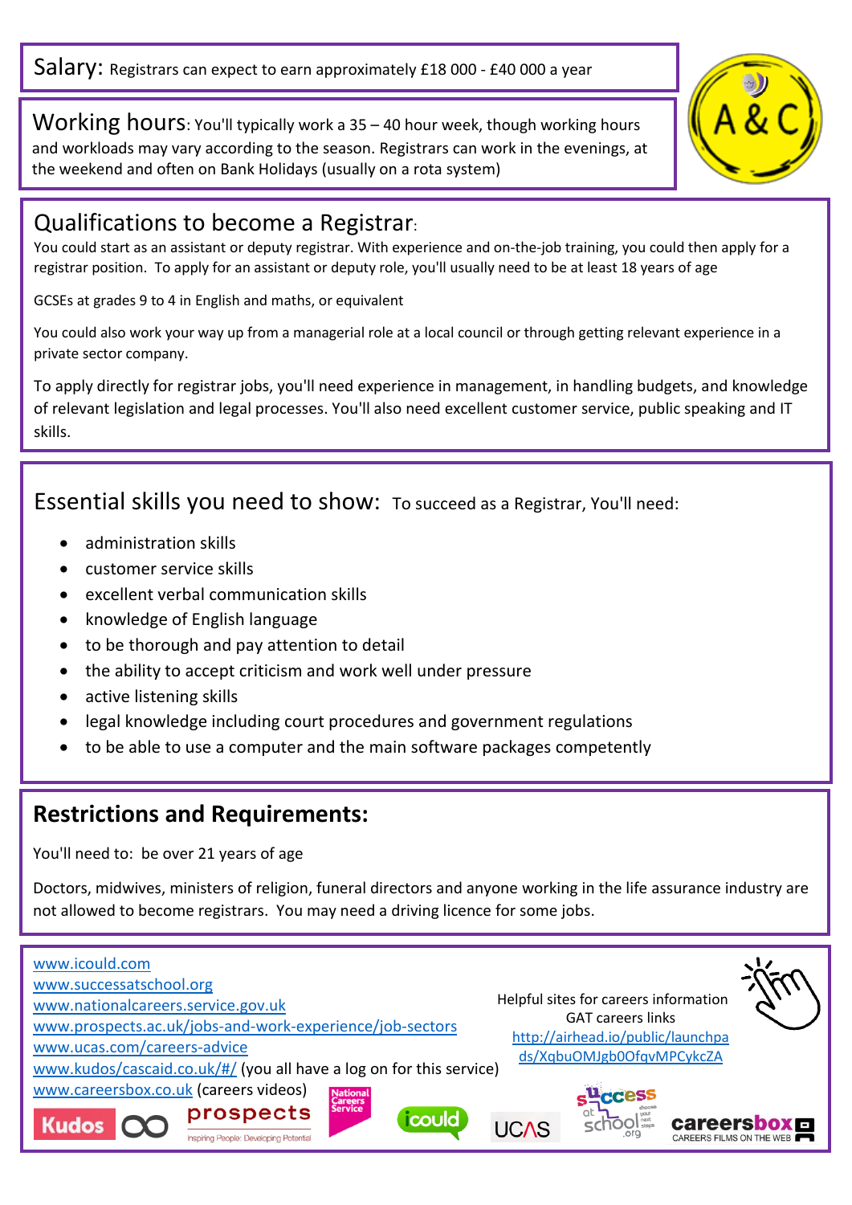**Salary:** Registrars can expect to earn approximately £18 000 - £40 000 a year

**Working hours**: You'll typically work a 35 – 40 hour week, though working hours and workloads may vary according to the season. Registrars can work in the evenings, at the weekend and often on Bank Holidays (usually on a rota system)

A & C

## Qualifications to become a Registrar:

You could start as an assistant or deputy registrar. With experience and on-the-job training, you could then apply for a registrar position. To apply for an assistant or deputy role, you'll usually need to be at least 18 years of age

GCSEs at grades 9 to 4 in English and maths, or equivalent

You could also work your way up from a managerial role at a local council or through getting relevant experience in a private sector company.

To apply directly for registrar jobs, you'll need experience in management, in handling budgets, and knowledge of relevant legislation and legal processes. You'll also need excellent customer service, public speaking and IT skills.

## Essential skills you need to show:

To succeed as a Registrar, You'll need:

- administration skills
- customer service skills
- excellent verbal communication skills
- knowledge of English language
- to be thorough and pay attention to detail
- the ability to accept criticism and work well under pressure
- active listening skills
- legal knowledge including court procedures and government regulations
- to be able to use a computer and the main software packages competently

## Restrictions and Requirements:

You'll need to: be over 21 years of age

Doctors, midwives, ministers of religion, funeral directors and anyone working in the life assurance industry are not allowed to become registrars. You may need a driving licence for some jobs.

www.icould.com
www.successatschool.org
www.nationalcareers.service.gov.uk
www.prospects.ac.uk/jobs-and-work-experience/job-sectors
www.ucas.com/careers-advice
www.kudos/cascaid.co.uk/#/ (you all have a log on for this service)
www.careersbox.co.uk (careers videos)

Helpful sites for careers information
GAT careers links
http://airhead.io/public/launchpads/XqbuOMJgb0OfqvMPCykcZA